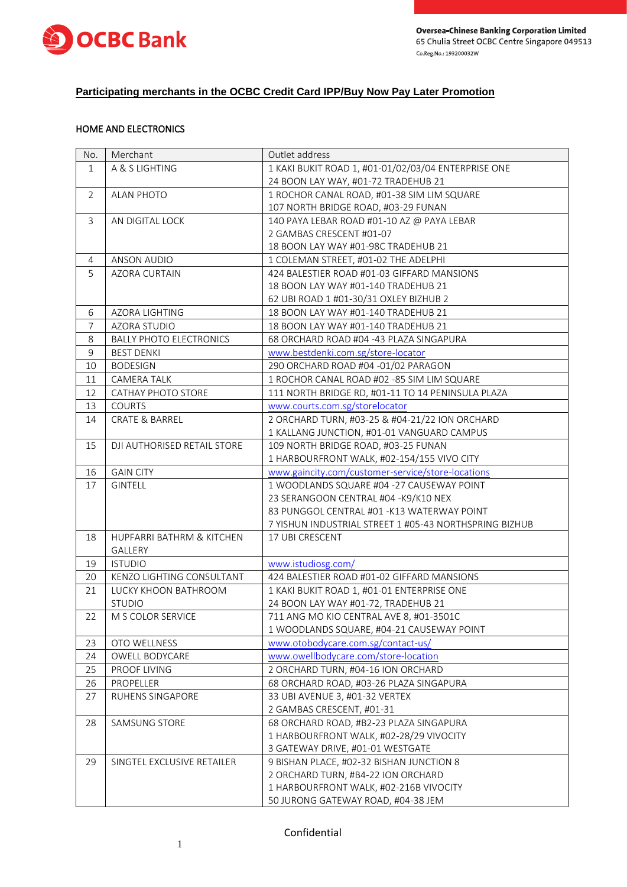## Participating merchants in the OCBC Credit Card IPP/Buy Now Pay Later Promotion

### HOME AND ELECTRONICS

| No. | Merchant | Outlet address |
|---|---|---|
| 1 | A & S LIGHTING | 1 KAKI BUKIT ROAD 1, #01-01/02/03/04 ENTERPRISE ONE<br>24 BOON LAY WAY, #01-72 TRADEHUB 21 |
| 2 | ALAN PHOTO | 1 ROCHOR CANAL ROAD, #01-38 SIM LIM SQUARE<br>107 NORTH BRIDGE ROAD, #03-29 FUNAN |
| 3 | AN DIGITAL LOCK | 140 PAYA LEBAR ROAD #01-10 AZ @ PAYA LEBAR<br>2 GAMBAS CRESCENT #01-07<br>18 BOON LAY WAY #01-98C TRADEHUB 21 |
| 4 | ANSON AUDIO | 1 COLEMAN STREET, #01-02 THE ADELPHI |
| 5 | AZORA CURTAIN | 424 BALESTIER ROAD #01-03 GIFFARD MANSIONS<br>18 BOON LAY WAY #01-140 TRADEHUB 21<br>62 UBI ROAD 1 #01-30/31 OXLEY BIZHUB 2 |
| 6 | AZORA LIGHTING | 18 BOON LAY WAY #01-140 TRADEHUB 21 |
| 7 | AZORA STUDIO | 18 BOON LAY WAY #01-140 TRADEHUB 21 |
| 8 | BALLY PHOTO ELECTRONICS | 68 ORCHARD ROAD #04 -43 PLAZA SINGAPURA |
| 9 | BEST DENKI | www.bestdenki.com.sg/store-locator |
| 10 | BODESIGN | 290 ORCHARD ROAD #04 -01/02 PARAGON |
| 11 | CAMERA TALK | 1 ROCHOR CANAL ROAD #02 -85 SIM LIM SQUARE |
| 12 | CATHAY PHOTO STORE | 111 NORTH BRIDGE RD, #01-11 TO 14 PENINSULA PLAZA |
| 13 | COURTS | www.courts.com.sg/storelocator |
| 14 | CRATE & BARREL | 2 ORCHARD TURN, #03-25 & #04-21/22 ION ORCHARD<br>1 KALLANG JUNCTION, #01-01 VANGUARD CAMPUS |
| 15 | DJI AUTHORISED RETAIL STORE | 109 NORTH BRIDGE ROAD, #03-25 FUNAN<br>1 HARBOURFRONT WALK, #02-154/155 VIVO CITY |
| 16 | GAIN CITY | www.gaincity.com/customer-service/store-locations |
| 17 | GINTELL | 1 WOODLANDS SQUARE #04 -27 CAUSEWAY POINT<br>23 SERANGOON CENTRAL #04 -K9/K10 NEX<br>83 PUNGGOL CENTRAL #01 -K13 WATERWAY POINT<br>7 YISHUN INDUSTRIAL STREET 1 #05-43 NORTHSPRING BIZHUB |
| 18 | HUPFARRI BATHRM & KITCHEN GALLERY | 17 UBI CRESCENT |
| 19 | ISTUDIO | www.istudiosg.com/ |
| 20 | KENZO LIGHTING CONSULTANT | 424 BALESTIER ROAD #01-02 GIFFARD MANSIONS |
| 21 | LUCKY KHOON BATHROOM STUDIO | 1 KAKI BUKIT ROAD 1, #01-01 ENTERPRISE ONE<br>24 BOON LAY WAY #01-72, TRADEHUB 21 |
| 22 | M S COLOR SERVICE | 711 ANG MO KIO CENTRAL AVE 8, #01-3501C<br>1 WOODLANDS SQUARE, #04-21 CAUSEWAY POINT |
| 23 | OTO WELLNESS | www.otobodycare.com.sg/contact-us/ |
| 24 | OWELL BODYCARE | www.owellbodycare.com/store-location |
| 25 | PROOF LIVING | 2 ORCHARD TURN, #04-16 ION ORCHARD |
| 26 | PROPELLER | 68 ORCHARD ROAD, #03-26 PLAZA SINGAPURA |
| 27 | RUHENS SINGAPORE | 33 UBI AVENUE 3, #01-32 VERTEX<br>2 GAMBAS CRESCENT, #01-31 |
| 28 | SAMSUNG STORE | 68 ORCHARD ROAD, #B2-23 PLAZA SINGAPURA<br>1 HARBOURFRONT WALK, #02-28/29 VIVOCITY<br>3 GATEWAY DRIVE, #01-01 WESTGATE |
| 29 | SINGTEL EXCLUSIVE RETAILER | 9 BISHAN PLACE, #02-32 BISHAN JUNCTION 8<br>2 ORCHARD TURN, #B4-22 ION ORCHARD<br>1 HARBOURFRONT WALK, #02-216B VIVOCITY<br>50 JURONG GATEWAY ROAD, #04-38 JEM |

Confidential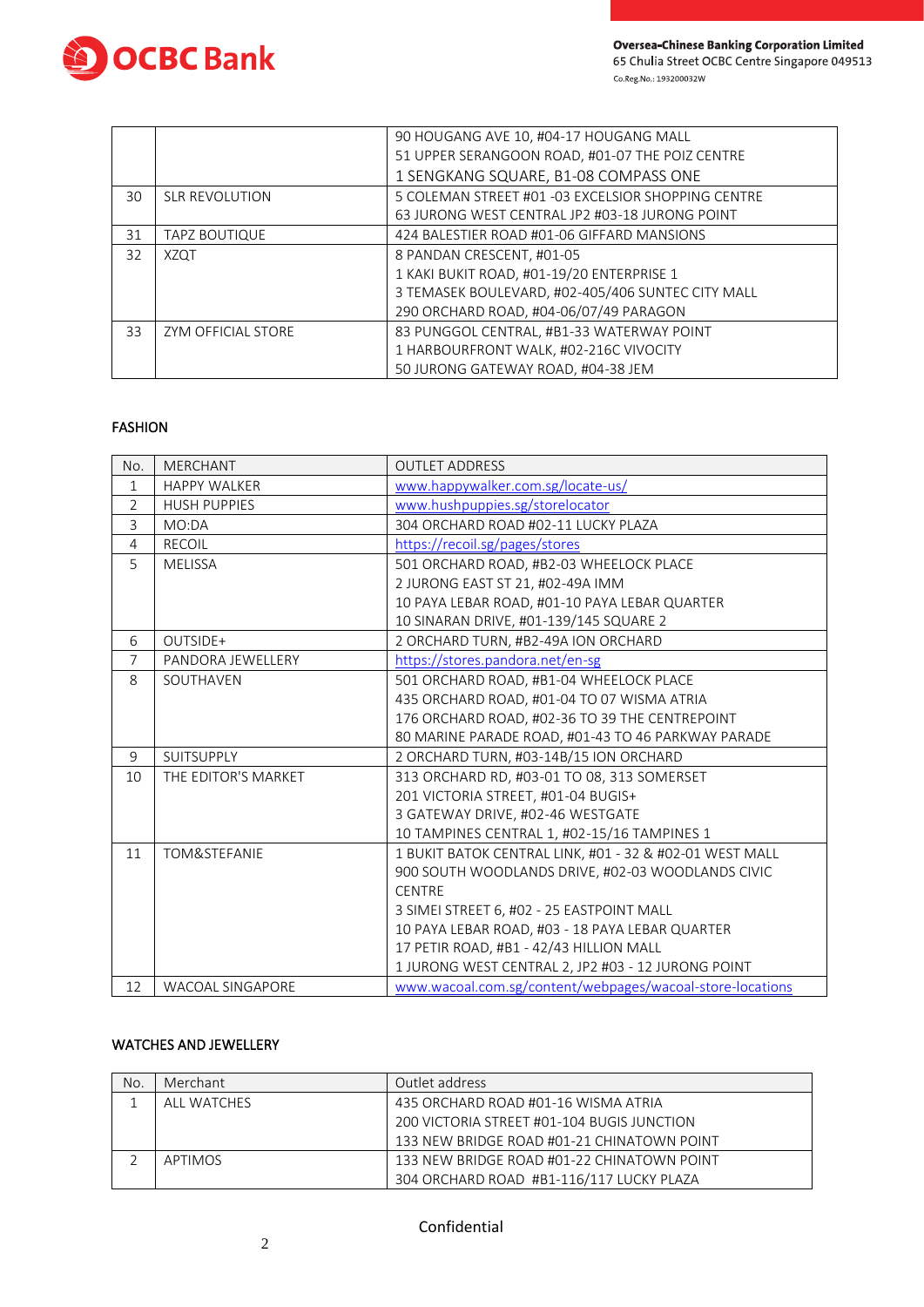| | | |
|---|---|---|
| | | 90 HOUGANG AVE 10, #04-17 HOUGANG MALL<br>51 UPPER SERANGOON ROAD, #01-07 THE POIZ CENTRE<br>1 SENGKANG SQUARE, B1-08 COMPASS ONE |
| 30 | SLR REVOLUTION | 5 COLEMAN STREET #01 -03 EXCELSIOR SHOPPING CENTRE<br>63 JURONG WEST CENTRAL JP2 #03-18 JURONG POINT |
| 31 | TAPZ BOUTIQUE | 424 BALESTIER ROAD #01-06 GIFFARD MANSIONS |
| 32 | XZQT | 8 PANDAN CRESCENT, #01-05<br>1 KAKI BUKIT ROAD, #01-19/20 ENTERPRISE 1<br>3 TEMASEK BOULEVARD, #02-405/406 SUNTEC CITY MALL<br>290 ORCHARD ROAD, #04-06/07/49 PARAGON |
| 33 | ZYM OFFICIAL STORE | 83 PUNGGOL CENTRAL, #B1-33 WATERWAY POINT<br>1 HARBOURFRONT WALK, #02-216C VIVOCITY<br>50 JURONG GATEWAY ROAD, #04-38 JEM |

FASHION

| No. | MERCHANT | OUTLET ADDRESS |
|---|---|---|
| 1 | HAPPY WALKER | www.happywalker.com.sg/locate-us/ |
| 2 | HUSH PUPPIES | www.hushpuppies.sg/storelocator |
| 3 | MO:DA | 304 ORCHARD ROAD #02-11 LUCKY PLAZA |
| 4 | RECOIL | https://recoil.sg/pages/stores |
| 5 | MELISSA | 501 ORCHARD ROAD, #B2-03 WHEELOCK PLACE<br>2 JURONG EAST ST 21, #02-49A IMM<br>10 PAYA LEBAR ROAD, #01-10 PAYA LEBAR QUARTER<br>10 SINARAN DRIVE, #01-139/145 SQUARE 2 |
| 6 | OUTSIDE+ | 2 ORCHARD TURN, #B2-49A ION ORCHARD |
| 7 | PANDORA JEWELLERY | https://stores.pandora.net/en-sg |
| 8 | SOUTHAVEN | 501 ORCHARD ROAD, #B1-04 WHEELOCK PLACE<br>435 ORCHARD ROAD, #01-04 TO 07 WISMA ATRIA<br>176 ORCHARD ROAD, #02-36 TO 39 THE CENTREPOINT<br>80 MARINE PARADE ROAD, #01-43 TO 46 PARKWAY PARADE |
| 9 | SUITSUPPLY | 2 ORCHARD TURN, #03-14B/15 ION ORCHARD |
| 10 | THE EDITOR'S MARKET | 313 ORCHARD RD, #03-01 TO 08, 313 SOMERSET<br>201 VICTORIA STREET, #01-04 BUGIS+<br>3 GATEWAY DRIVE, #02-46 WESTGATE<br>10 TAMPINES CENTRAL 1, #02-15/16 TAMPINES 1 |
| 11 | TOM&STEFANIE | 1 BUKIT BATOK CENTRAL LINK, #01 - 32 & #02-01 WEST MALL<br>900 SOUTH WOODLANDS DRIVE, #02-03 WOODLANDS CIVIC CENTRE<br>3 SIMEI STREET 6, #02 - 25 EASTPOINT MALL<br>10 PAYA LEBAR ROAD, #03 - 18 PAYA LEBAR QUARTER<br>17 PETIR ROAD, #B1 - 42/43 HILLION MALL<br>1 JURONG WEST CENTRAL 2, JP2 #03 - 12 JURONG POINT |
| 12 | WACOAL SINGAPORE | www.wacoal.com.sg/content/webpages/wacoal-store-locations |

WATCHES AND JEWELLERY

| No. | Merchant | Outlet address |
|---|---|---|
| 1 | ALL WATCHES | 435 ORCHARD ROAD #01-16 WISMA ATRIA<br>200 VICTORIA STREET #01-104 BUGIS JUNCTION<br>133 NEW BRIDGE ROAD #01-21 CHINATOWN POINT |
| 2 | APTIMOS | 133 NEW BRIDGE ROAD #01-22 CHINATOWN POINT<br>304 ORCHARD ROAD #B1-116/117 LUCKY PLAZA |

Confidential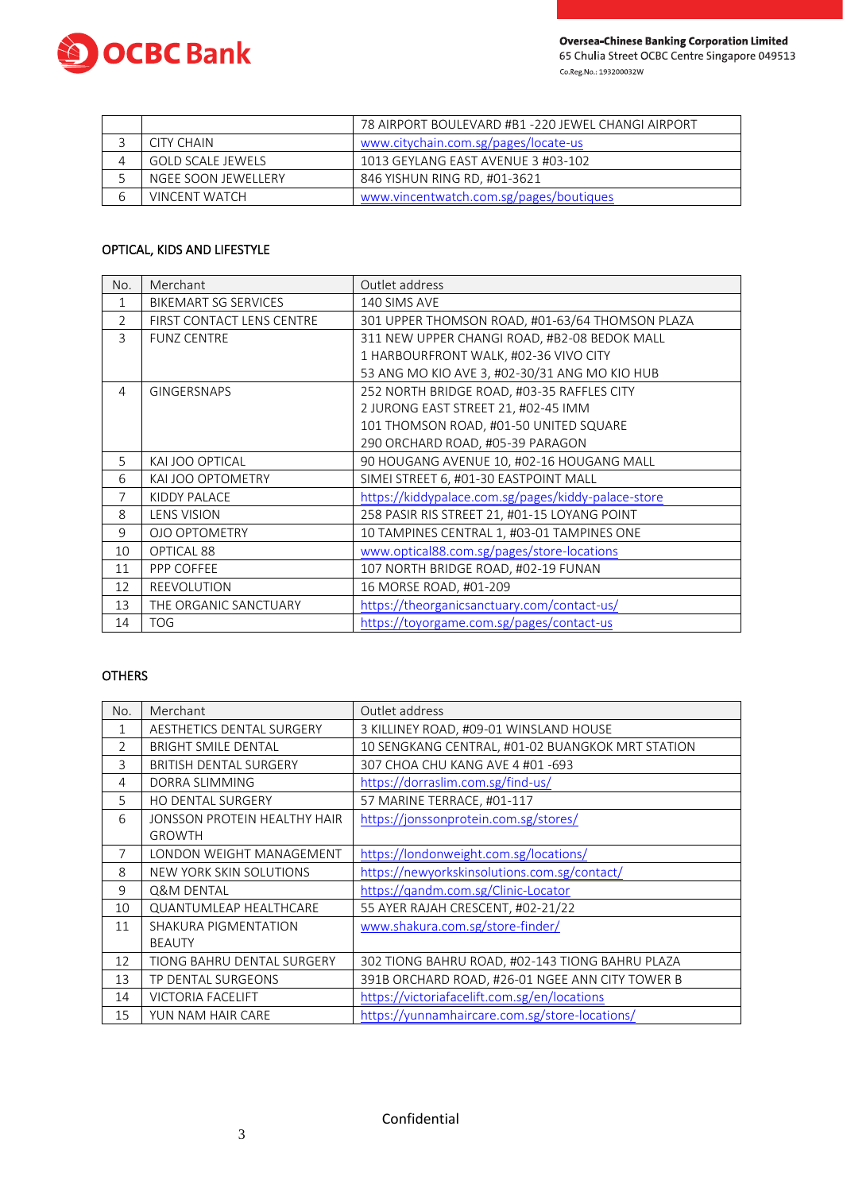| | | |
|---|---|---|
| | | 78 AIRPORT BOULEVARD #B1 -220 JEWEL CHANGI AIRPORT |
| 3 | CITY CHAIN | www.citychain.com.sg/pages/locate-us |
| 4 | GOLD SCALE JEWELS | 1013 GEYLANG EAST AVENUE 3 #03-102 |
| 5 | NGEE SOON JEWELLERY | 846 YISHUN RING RD, #01-3621 |
| 6 | VINCENT WATCH | www.vincentwatch.com.sg/pages/boutiques |

OPTICAL, KIDS AND LIFESTYLE

| No. | Merchant | Outlet address |
|---|---|---|
| 1 | BIKEMART SG SERVICES | 140 SIMS AVE |
| 2 | FIRST CONTACT LENS CENTRE | 301 UPPER THOMSON ROAD, #01-63/64 THOMSON PLAZA |
| 3 | FUNZ CENTRE | 311 NEW UPPER CHANGI ROAD, #B2-08 BEDOK MALL<br>1 HARBOURFRONT WALK, #02-36 VIVO CITY<br>53 ANG MO KIO AVE 3, #02-30/31 ANG MO KIO HUB |
| 4 | GINGERSNAPS | 252 NORTH BRIDGE ROAD, #03-35 RAFFLES CITY<br>2 JURONG EAST STREET 21, #02-45 IMM<br>101 THOMSON ROAD, #01-50 UNITED SQUARE<br>290 ORCHARD ROAD, #05-39 PARAGON |
| 5 | KAI JOO OPTICAL | 90 HOUGANG AVENUE 10, #02-16 HOUGANG MALL |
| 6 | KAI JOO OPTOMETRY | SIMEI STREET 6, #01-30 EASTPOINT MALL |
| 7 | KIDDY PALACE | https://kiddypalace.com.sg/pages/kiddy-palace-store |
| 8 | LENS VISION | 258 PASIR RIS STREET 21, #01-15 LOYANG POINT |
| 9 | OJO OPTOMETRY | 10 TAMPINES CENTRAL 1, #03-01 TAMPINES ONE |
| 10 | OPTICAL 88 | www.optical88.com.sg/pages/store-locations |
| 11 | PPP COFFEE | 107 NORTH BRIDGE ROAD, #02-19 FUNAN |
| 12 | REEVOLUTION | 16 MORSE ROAD, #01-209 |
| 13 | THE ORGANIC SANCTUARY | https://theorganicsanctuary.com/contact-us/ |
| 14 | TOG | https://toyorgame.com.sg/pages/contact-us |

OTHERS

| No. | Merchant | Outlet address |
|---|---|---|
| 1 | AESTHETICS DENTAL SURGERY | 3 KILLINEY ROAD, #09-01 WINSLAND HOUSE |
| 2 | BRIGHT SMILE DENTAL | 10 SENGKANG CENTRAL, #01-02 BUANGKOK MRT STATION |
| 3 | BRITISH DENTAL SURGERY | 307 CHOA CHU KANG AVE 4 #01 -693 |
| 4 | DORRA SLIMMING | https://dorraslim.com.sg/find-us/ |
| 5 | HO DENTAL SURGERY | 57 MARINE TERRACE, #01-117 |
| 6 | JONSSON PROTEIN HEALTHY HAIR GROWTH | https://jonssonprotein.com.sg/stores/ |
| 7 | LONDON WEIGHT MANAGEMENT | https://londonweight.com.sg/locations/ |
| 8 | NEW YORK SKIN SOLUTIONS | https://newyorkskinsolutions.com.sg/contact/ |
| 9 | Q&M DENTAL | https://qandm.com.sg/Clinic-Locator |
| 10 | QUANTUMLEAP HEALTHCARE | 55 AYER RAJAH CRESCENT, #02-21/22 |
| 11 | SHAKURA PIGMENTATION BEAUTY | www.shakura.com.sg/store-finder/ |
| 12 | TIONG BAHRU DENTAL SURGERY | 302 TIONG BAHRU ROAD, #02-143 TIONG BAHRU PLAZA |
| 13 | TP DENTAL SURGEONS | 391B ORCHARD ROAD, #26-01 NGEE ANN CITY TOWER B |
| 14 | VICTORIA FACELIFT | https://victoriafacelift.com.sg/en/locations |
| 15 | YUN NAM HAIR CARE | https://yunnamhaircare.com.sg/store-locations/ |